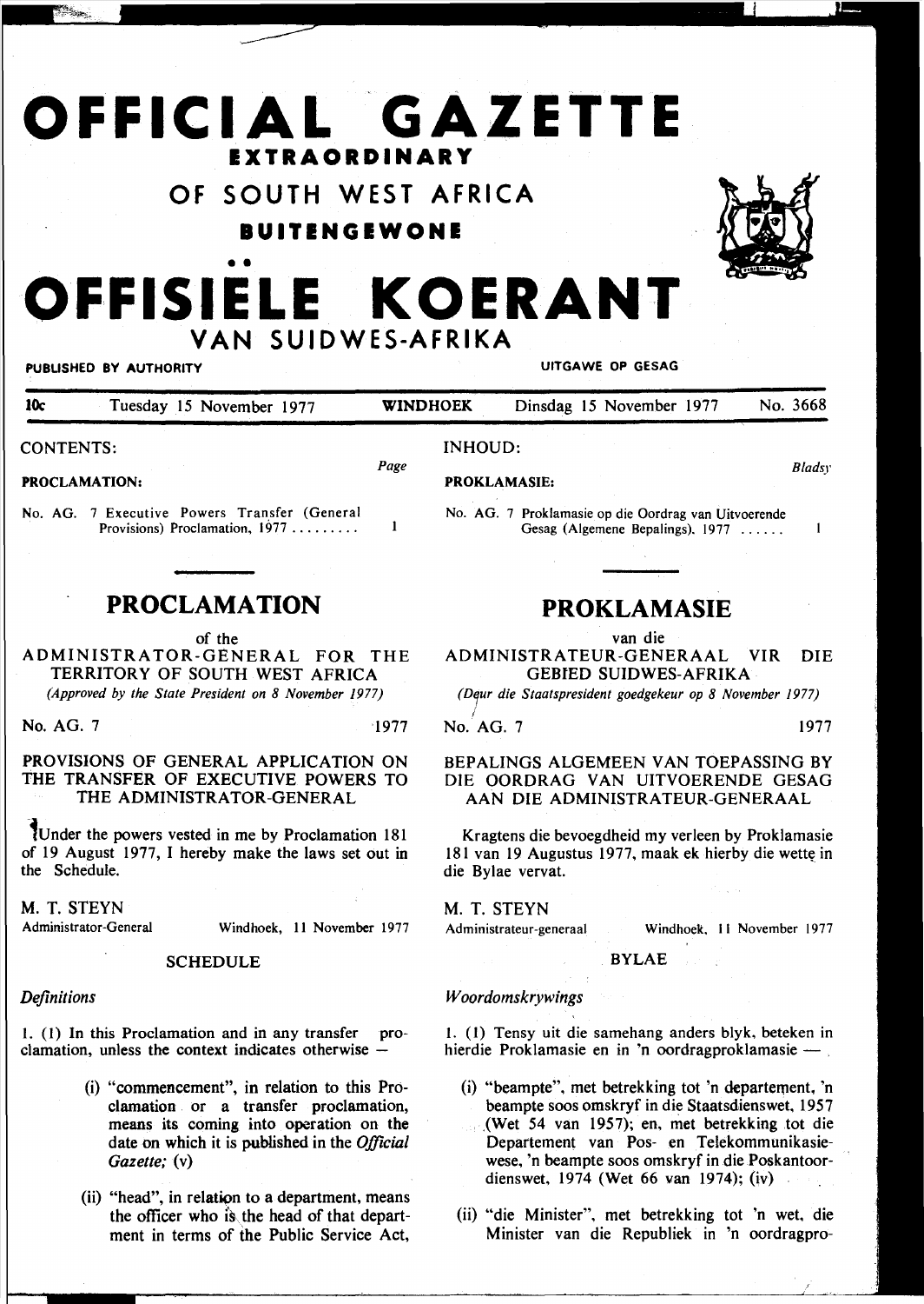# OFFICIAL GAZETTE

**EXTRAORDINARY**

## OF SOUTH WEST AFRICA

**BUITENGEWONE**

# OFFISIËLE KOERANT

## VAN SUIDWES-AFRIKA

PUBLISHED BY AUTHORITY — UITGAWE OP GESAG

| 10c | Tuesday 15 November 1977 | WINDHOEK | Dinsdag 15 November 1977 | No. 3668 |
|---|---|---|---|---|

CONTENTS: *Page*

**PROCLAMATION:**

No. AG. 7 Executive Powers Transfer (General Provisions) Proclamation, 1977 ......... 1

## PROCLAMATION

of the

ADMINISTRATOR-GENERAL FOR THE TERRITORY OF SOUTH WEST AFRICA

*(Approved by the State President on 8 November 1977)*

No. AG. 7 1977

PROVISIONS OF GENERAL APPLICATION ON THE TRANSFER OF EXECUTIVE POWERS TO THE ADMINISTRATOR-GENERAL

Under the powers vested in me by Proclamation 181 of 19 August 1977, I hereby make the laws set out in the Schedule.

M. T. STEYN
Administrator-General — Windhoek, 11 November 1977

SCHEDULE

*Definitions*

1. (1) In this Proclamation and in any transfer proclamation, unless the context indicates otherwise —

(i) "commencement", in relation to this Proclamation or a transfer proclamation, means its coming into operation on the date on which it is published in the *Official Gazette;* (v)

(ii) "head", in relation to a department, means the officer who is the head of that department in terms of the Public Service Act,

INHOUD: *Bladsy*

**PROKLAMASIE:**

No. AG. 7 Proklamasie op die Oordrag van Uitvoerende Gesag (Algemene Bepalings), 1977 ...... 1

## PROKLAMASIE

van die

ADMINISTRATEUR-GENERAAL VIR DIE GEBIED SUIDWES-AFRIKA

*(Deur die Staatspresident goedgekeur op 8 November 1977)*

No. AG. 7 1977

BEPALINGS ALGEMEEN VAN TOEPASSING BY DIE OORDRAG VAN UITVOERENDE GESAG AAN DIE ADMINISTRATEUR-GENERAAL

Kragtens die bevoegdheid my verleen by Proklamasie 181 van 19 Augustus 1977, maak ek hierby die wette in die Bylae vervat.

M. T. STEYN
Administrateur-generaal — Windhoek, 11 November 1977

BYLAE

*Woordomskrywings*

1. (1) Tensy uit die samehang anders blyk, beteken in hierdie Proklamasie en in 'n oordragproklamasie —

(i) "beampte", met betrekking tot 'n departement, 'n beampte soos omskryf in die Staatsdienswet, 1957 (Wet 54 van 1957); en, met betrekking tot die Departement van Pos- en Telekommunikasiewese, 'n beampte soos omskryf in die Poskantoordienswet, 1974 (Wet 66 van 1974); (iv)

(ii) "die Minister", met betrekking tot 'n wet, die Minister van die Republiek in 'n oordragpro-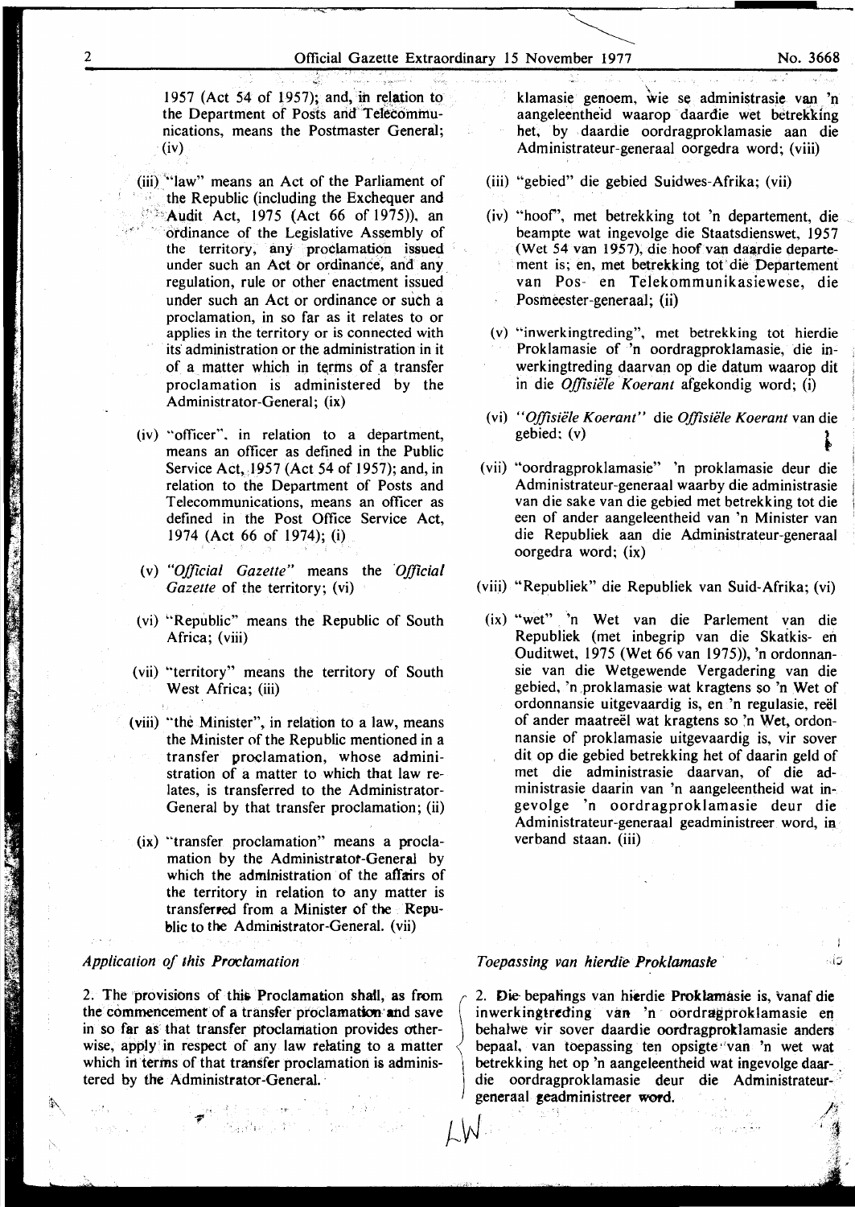1957 (Act 54 of 1957); and, in relation to the Department of Posts and Telecommunications, means the Postmaster General; (iv)

(iii) "law" means an Act of the Parliament of the Republic (including the Exchequer and Audit Act, 1975 (Act 66 of 1975)), an ordinance of the Legislative Assembly of the territory, any proclamation issued under such an Act or ordinance, and any regulation, rule or other enactment issued under such an Act or ordinance or such a proclamation, in so far as it relates to or applies in the territory or is connected with its administration or the administration in it of a matter which in terms of a transfer proclamation is administered by the Administrator-General; (ix)

(iv) "officer", in relation to a department, means an officer as defined in the Public Service Act, 1957 (Act 54 of 1957); and, in relation to the Department of Posts and Telecommunications, means an officer as defined in the Post Office Service Act, 1974 (Act 66 of 1974); (i)

(v) *"Official Gazette"* means the *Official Gazette* of the territory; (vi)

(vi) "Republic" means the Republic of South Africa; (viii)

(vii) "territory" means the territory of South West Africa; (iii)

(viii) "the Minister", in relation to a law, means the Minister of the Republic mentioned in a transfer proclamation, whose administration of a matter to which that law relates, is transferred to the Administrator-General by that transfer proclamation; (ii)

(ix) "transfer proclamation" means a proclamation by the Administrator-General by which the administration of the affairs of the territory in relation to any matter is transferred from a Minister of the Republic to the Administrator-General. (vii)

*Application of this Proclamation*

2. The provisions of this Proclamation shall, as from the commencement of a transfer proclamation and save in so far as that transfer proclamation provides otherwise, apply in respect of any law relating to a matter which in terms of that transfer proclamation is administered by the Administrator-General.

klamasie genoem, wie se administrasie van 'n aangeleentheid waarop daardie wet betrekking het, by daardie oordragproklamasie aan die Administrateur-generaal oorgedra word; (viii)

(iii) "gebied" die gebied Suidwes-Afrika; (vii)

(iv) "hoof", met betrekking tot 'n departement, die beampte wat ingevolge die Staatsdienswet, 1957 (Wet 54 van 1957), die hoof van daardie departement is; en, met betrekking tot die Departement van Pos- en Telekommunikasiewese, die Posmeester-generaal; (ii)

(v) "inwerkingtreding", met betrekking tot hierdie Proklamasie of 'n oordragproklamasie, die inwerkingtreding daarvan op die datum waarop dit in die *Offisiële Koerant* afgekondig word; (i)

(vi) *"Offisiële Koerant"* die *Offisiële Koerant* van die gebied; (v)

(vii) "oordragproklamasie" 'n proklamasie deur die Administrateur-generaal waarby die administrasie van die sake van die gebied met betrekking tot die een of ander aangeleentheid van 'n Minister van die Republiek aan die Administrateur-generaal oorgedra word; (ix)

(viii) "Republiek" die Republiek van Suid-Afrika; (vi)

(ix) "wet" 'n Wet van die Parlement van die Republiek (met inbegrip van die Skatkis- en Ouditwet, 1975 (Wet 66 van 1975)), 'n ordonnansie van die Wetgewende Vergadering van die gebied, 'n proklamasie wat kragtens so 'n Wet of ordonnansie uitgevaardig is, en 'n regulasie, reël of ander maatreël wat kragtens so 'n Wet, ordonnansie of proklamasie uitgevaardig is, vir sover dit op die gebied betrekking het of daarin geld of met die administrasie daarvan, of die administrasie daarin van 'n aangeleentheid wat ingevolge 'n oordragproklamasie deur die Administrateur-generaal geadministreer word, in verband staan. (iii)

*Toepassing van hierdie Proklamasie*

2. Die bepalings van hierdie Proklamasie is, vanaf die inwerkingtreding van 'n oordragproklamasie en behalwe vir sover daardie oordragproklamasie anders bepaal, van toepassing ten opsigte van 'n wet wat betrekking het op 'n aangeleentheid wat ingevolge daardie oordragproklamasie deur die Administrateur-generaal geadministreer word.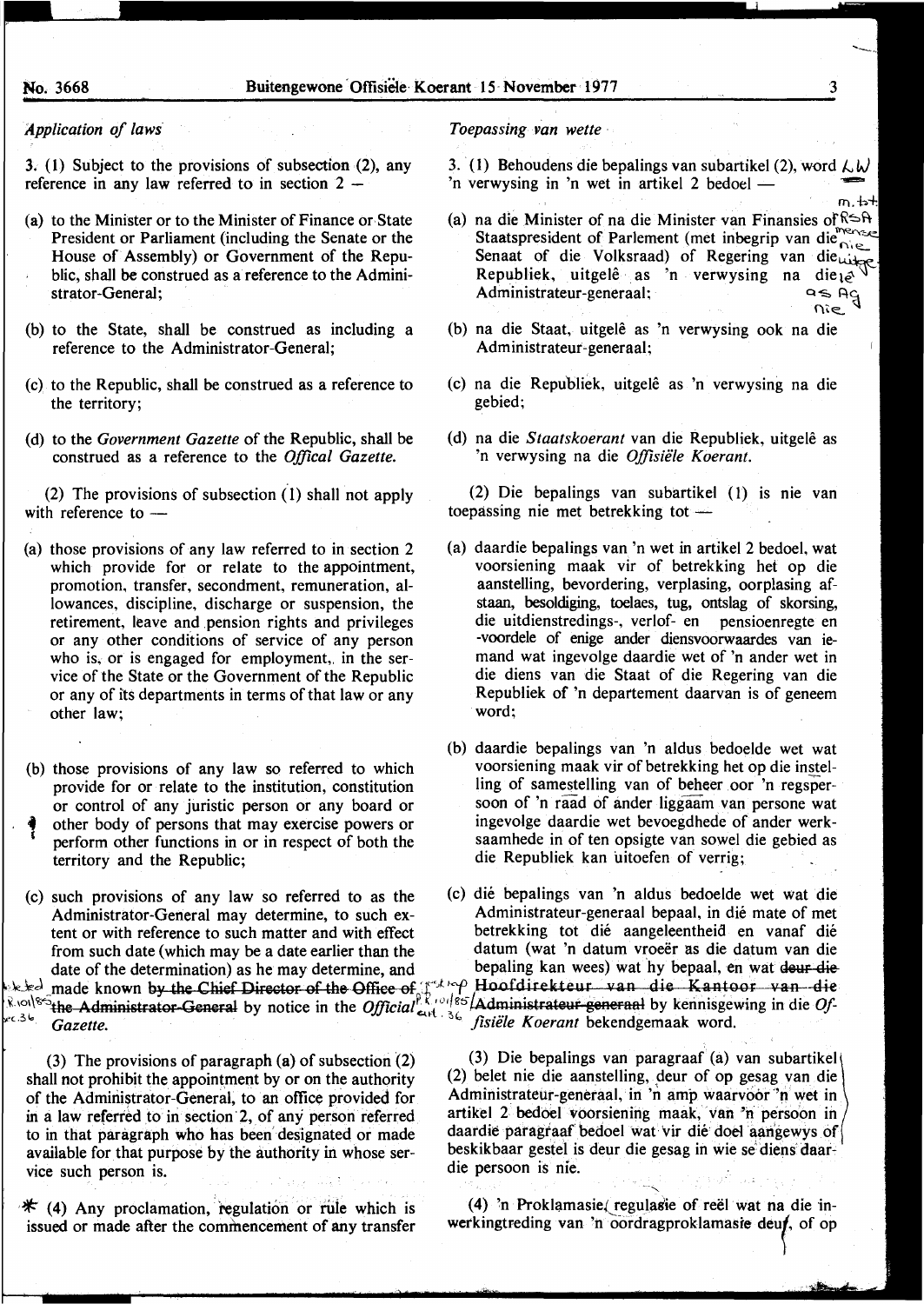*Application of laws*

3. (1) Subject to the provisions of subsection (2), any reference in any law referred to in section 2 —

(a) to the Minister or to the Minister of Finance or State President or Parliament (including the Senate or the House of Assembly) or Government of the Republic, shall be construed as a reference to the Administrator-General;

(b) to the State, shall be construed as including a reference to the Administrator-General;

(c) to the Republic, shall be construed as a reference to the territory;

(d) to the *Government Gazette* of the Republic, shall be construed as a reference to the *Offical Gazette.*

(2) The provisions of subsection (1) shall not apply with reference to —

(a) those provisions of any law referred to in section 2 which provide for or relate to the appointment, promotion, transfer, secondment, remuneration, allowances, discipline, discharge or suspension, the retirement, leave and pension rights and privileges or any other conditions of service of any person who is, or is engaged for employment, in the service of the State or the Government of the Republic or any of its departments in terms of that law or any other law;

(b) those provisions of any law so referred to which provide for or relate to the institution, constitution or control of any juristic person or any board or other body of persons that may exercise powers or perform other functions in or in respect of both the territory and the Republic;

(c) such provisions of any law so referred to as the Administrator-General may determine, to such extent or with reference to such matter and with effect from such date (which may be a date earlier than the date of the determination) as he may determine, and made known ~~by the Chief Director of the Office of the Administrator-General~~ by notice in the *Official Gazette.*

(3) The provisions of paragraph (a) of subsection (2) shall not prohibit the appointment by or on the authority of the Administrator-General, to an office provided for in a law referred to in section 2, of any person referred to in that paragraph who has been designated or made available for that purpose by the authority in whose service such person is.

(4) Any proclamation, regulation or rule which is issued or made after the commencement of any transfer

*Toepassing van wette*

3. (1) Behoudens die bepalings van subartikel (2), word 'n verwysing in 'n wet in artikel 2 bedoel —

(a) na die Minister of na die Minister van Finansies of Staatspresident of Parlement (met inbegrip van die Senaat of die Volksraad) of Regering van die Republiek, uitgelê as 'n verwysing na die Administrateur-generaal;

(b) na die Staat, uitgelê as 'n verwysing ook na die Administrateur-generaal;

(c) na die Republiek, uitgelê as 'n verwysing na die gebied;

(d) na die *Staatskoerant* van die Republiek, uitgelê as 'n verwysing na die *Offisiële Koerant.*

(2) Die bepalings van subartikel (1) is nie van toepassing nie met betrekking tot —

(a) daardie bepalings van 'n wet in artikel 2 bedoel, wat voorsiening maak vir of betrekking het op die aanstelling, bevordering, verplasing, oorplasing afstaan, besoldiging, toelaes, tug, ontslag of skorsing, die uitdienstredings-, verlof- en pensioenregte en -voordele of enige ander diensvoorwaardes van iemand wat ingevolge daardie wet of 'n ander wet in die diens van die Staat of die Regering van die Republiek of 'n departement daarvan is of geneem word;

(b) daardie bepalings van 'n aldus bedoelde wet wat voorsiening maak vir of betrekking het op die instelling of samestelling van of beheer oor 'n regspersoon of 'n raad of ander liggaam van persone wat ingevolge daardie wet bevoegdhede of ander werksaamhede in of ten opsigte van sowel die gebied as die Republiek kan uitoefen of verrig;

(c) dié bepalings van 'n aldus bedoelde wet wat die Administrateur-generaal bepaal, in dié mate of met betrekking tot dié aangeleentheid en vanaf dié datum (wat 'n datum vroeër as die datum van die bepaling kan wees) wat hy bepaal, en wat ~~deur die Hoofdirekteur van die Kantoor van die Administrateur-generaal~~ by kennisgewing in die *Offisiële Koerant* bekendgemaak word.

(3) Die bepalings van paragraaf (a) van subartikel (2) belet nie die aanstelling, deur of op gesag van die Administrateur-generaal, in 'n amp waarvoor 'n wet in artikel 2 bedoel voorsiening maak, van 'n persoon in daardie paragraaf bedoel wat vir dié doel aangewys of beskikbaar gestel is deur die gesag in wie se diens daardie persoon is.

(4) 'n Proklamasie, regulasie of reël wat na die inwerkingtreding van 'n oordragproklamasie deur, of op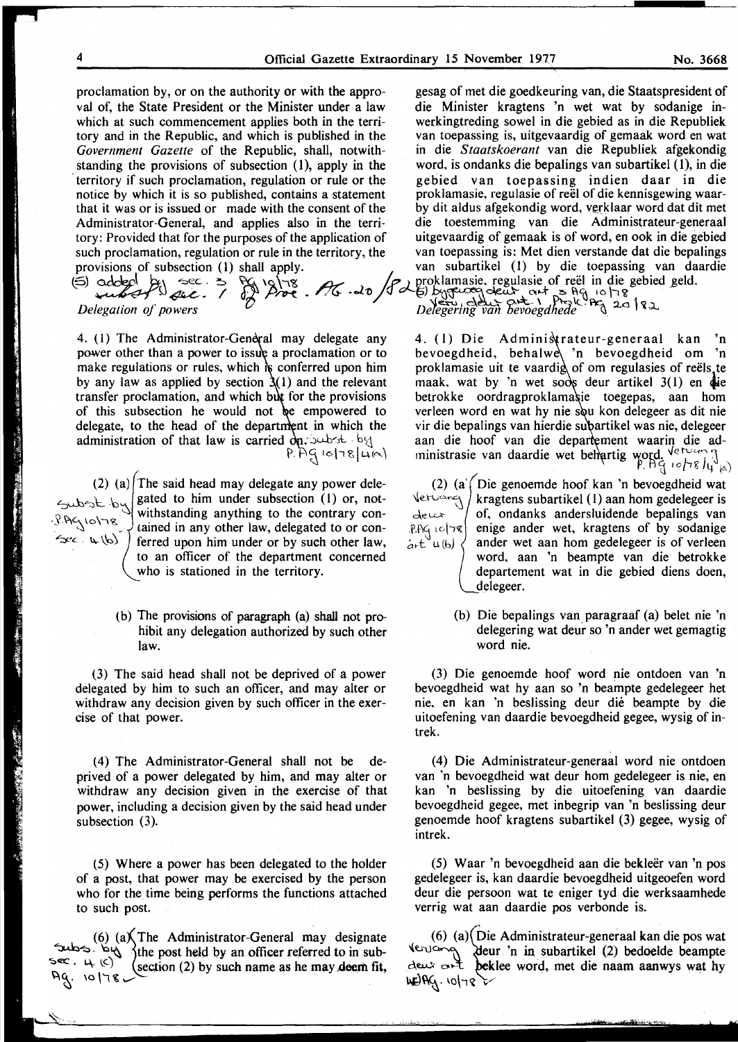proclamation by, or on the authority or with the approval of, the State President or the Minister under a law which at such commencement applies both in the territory and in the Republic, and which is published in the *Government Gazette* of the Republic, shall, notwithstanding the provisions of subsection (1), apply in the territory if such proclamation, regulation or rule or the notice by which it is so published, contains a statement that it was or is issued or made with the consent of the Administrator-General, and applies also in the territory: Provided that for the purposes of the application of such proclamation, regulation or rule in the territory, the provisions of subsection (1) shall apply.

(5) added by sec. 3 AG 10/78 substituted sec. 1 of Proc. AG. 20/82

*Delegation of powers*

4. (1) The Administrator-General may delegate any power other than a power to issue a proclamation or to make regulations or rules, which is conferred upon him by any law as applied by section 3(1) and the relevant transfer proclamation, and which but for the provisions of this subsection he would not be empowered to delegate, to the head of the department in which the administration of that law is carried on. subst. by P. AG 10/78 (4(a))

(2) (a) The said head may delegate any power delegated to him under subsection (1) or, notwithstanding anything to the contrary contained in any other law, delegated to or conferred upon him under or by such other law, to an officer of the department concerned who is stationed in the territory. Subst. by P.AG 10/78 Sec. 4(b)

(b) The provisions of paragraph (a) shall not prohibit any delegation authorized by such other law.

(3) The said head shall not be deprived of a power delegated by him to such an officer, and may alter or withdraw any decision given by such officer in the exercise of that power.

(4) The Administrator-General shall not be deprived of a power delegated by him, and may alter or withdraw any decision given in the exercise of that power, including a decision given by the said head under subsection (3).

(5) Where a power has been delegated to the holder of a post, that power may be exercised by the person who for the time being performs the functions attached to such post.

(6) (a) The Administrator-General may designate the post held by an officer referred to in subsection (2) by such name as he may deem fit, Subs. by sec. 4 (c) AG. 10/78

gesag of met die goedkeuring van, die Staatspresident of die Minister kragtens 'n wet wat by sodanige inwerkingtreding sowel in die gebied as in die Republiek van toepassing is, uitgevaardig of gemaak word en wat in die *Staatskoerant* van die Republiek afgekondig word, is ondanks die bepalings van subartikel (1), in die gebied van toepassing indien daar in die proklamasie, regulasie of reël of die kennisgewing waarby dit aldus afgekondig word, verklaar word dat dit met die toestemming van die Administrateur-generaal uitgevaardig of gemaak is of word, en ook in die gebied van toepassing is: Met dien verstande dat die bepalings van subartikel (1) by die toepassing van daardie proklamasie, regulasie of reël in die gebied geld.

(5) bygevoeg deur art 3 AG 10/78 Vervang deur art. 1 Prok. AG 20/82

*Delegering van bevoegdhede*

4. (1) Die Administrateur-generaal kan 'n bevoegdheid, behalwe 'n bevoegdheid om 'n proklamasie uit te vaardig of om regulasies of reëls te maak, wat by 'n wet soos deur artikel 3(1) en die betrokke oordragproklamasie toegepas, aan hom verleen word en wat hy nie sou kon delegeer as dit nie vir die bepalings van hierdie subartikel was nie, delegeer aan die hoof van die departement waarin die administrasie van daardie wet behartig word. Vervang P. AG 10/78/4(a)

(2) (a) Die genoemde hoof kan 'n bevoegdheid wat kragtens subartikel (1) aan hom gedelegeer is of, ondanks andersluidende bepalings van enige ander wet, kragtens of by sodanige ander wet aan hom gedelegeer is of verleen word, aan 'n beampte van die betrokke departement wat in die gebied diens doen, delegeer. Vervang deur P.AG 10/78 art 4(b)

(b) Die bepalings van paragraaf (a) belet nie 'n delegering wat deur so 'n ander wet gemagtig word nie.

(3) Die genoemde hoof word nie ontdoen van 'n bevoegdheid wat hy aan so 'n beampte gedelegeer het nie, en kan 'n beslissing deur dié beampte by die uitoefening van daardie bevoegdheid gegee, wysig of intrek.

(4) Die Administrateur-generaal word nie ontdoen van 'n bevoegdheid wat deur hom gedelegeer is nie, en kan 'n beslissing by die uitoefening van daardie bevoegdheid gegee, met inbegrip van 'n beslissing deur genoemde hoof kragtens subartikel (3) gegee, wysig of intrek.

(5) Waar 'n bevoegdheid aan die bekleër van 'n pos gedelegeer is, kan daardie bevoegdheid uitgeoefen word deur die persoon wat te eniger tyd die werksaamhede verrig wat aan daardie pos verbonde is.

(6) (a) Die Administrateur-generaal kan die pos wat deur 'n in subartikel (2) bedoelde beampte beklee word, met die naam aanwys wat hy Vervang deur art 4(c) AG. 10/78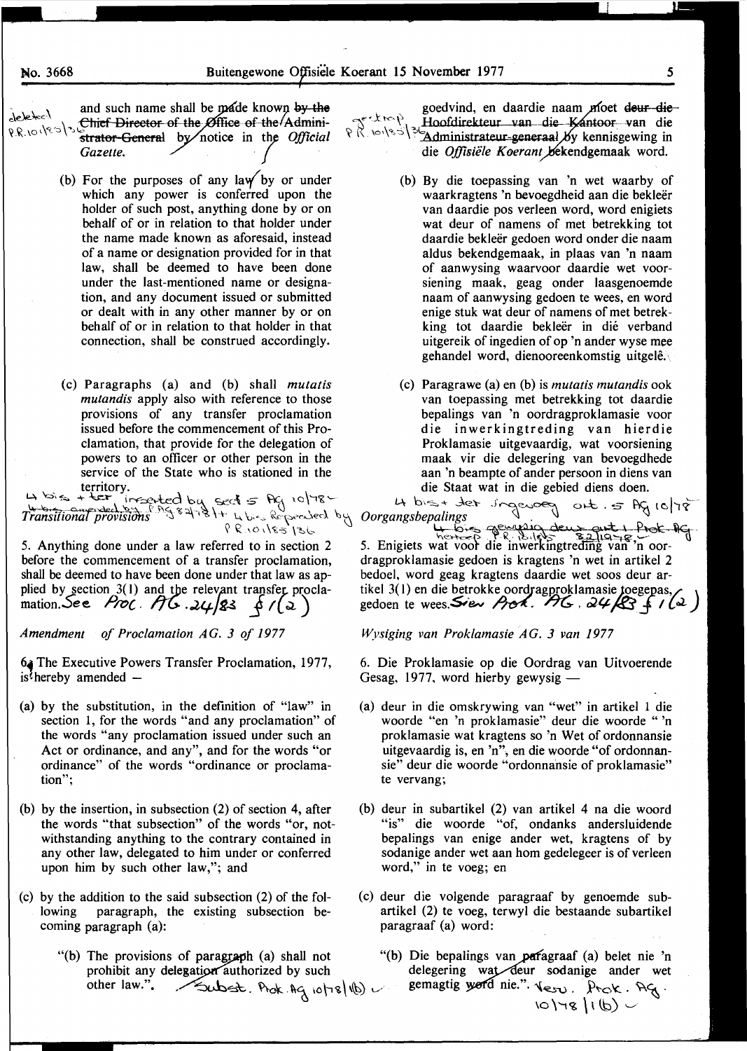and such name shall be made known ~~by the Chief Director of the Office of the Administrator-General~~ by notice in the *Official Gazette*.

deleted P.R. 10/85/36

(b) For the purposes of any law by or under which any power is conferred upon the holder of such post, anything done by or on behalf of or in relation to that holder under the name made known as aforesaid, instead of a name or designation provided for in that law, shall be deemed to have been done under the last-mentioned name or designation, and any document issued or submitted or dealt with in any other manner by or on behalf of or in relation to that holder in that connection, shall be construed accordingly.

(c) Paragraphs (a) and (b) shall *mutatis mutandis* apply also with reference to those provisions of any transfer proclamation issued before the commencement of this Proclamation, that provide for the delegation of powers to an officer or other person in the service of the State who is stationed in the territory.

4 bis + ter inserted by sect 5 AG 10/78 – 4 bis amended by P AG 82/1981 + 4 bis Repealed by PR 10/85/36

*Transitional provisions*

5. Anything done under a law referred to in section 2 before the commencement of a transfer proclamation, shall be deemed to have been done under that law as applied by section 3(1) and the relevant transfer proclamation. See Proc. AG.24/83 § 1(2)

*Amendment of Proclamation AG. 3 of 1977*

6. The Executive Powers Transfer Proclamation, 1977, is hereby amended —

(a) by the substitution, in the definition of "law" in section 1, for the words "and any proclamation" of the words "any proclamation issued under such an Act or ordinance, and any", and for the words "or ordinance" of the words "ordinance or proclamation";

(b) by the insertion, in subsection (2) of section 4, after the words "that subsection" of the words "or, notwithstanding anything to the contrary contained in any other law, delegated to him under or conferred upon him by such other law,"; and

(c) by the addition to the said subsection (2) of the following paragraph, the existing subsection becoming paragraph (a):

"(b) The provisions of paragraph (a) shall not prohibit any delegation authorized by such other law.". Subst. Prok. AG 10/78 1(b)

---

goedvind, en daardie naam moet ~~deur die Hoofdirekteur van die Kantoor van die Administrateur-generaal~~ by kennisgewing in die *Offisiële Koerant* bekendgemaak word.

geskrap P.R. 10/85/36

(b) By die toepassing van 'n wet waarby of waarkragtens 'n bevoegdheid aan die bekleër van daardie pos verleen word, word enigiets wat deur of namens of met betrekking tot daardie bekleër gedoen word onder die naam aldus bekendgemaak, in plaas van 'n naam of aanwysing waarvoor daardie wet voorsiening maak, geag onder laasgenoemde naam of aanwysing gedoen te wees, en word enige stuk wat deur of namens of met betrekking tot daardie bekleër in dié verband uitgereik of ingedien of op 'n ander wyse mee gehandel word, dienooreenkomstig uitgelê.

(c) Paragrawe (a) en (b) is *mutatis mutandis* ook van toepassing met betrekking tot daardie bepalings van 'n oordragproklamasie voor die inwerkingtreding van hierdie Proklamasie uitgevaardig, wat voorsiening maak vir die delegering van bevoegdhede aan 'n beampte of ander persoon in diens van die Staat wat in die gebied diens doen.

4 bis + ter ingevoeg art. 5 AG 10/78 – 4 bis gewysig deur art 1 Prok AG 82/1978 – herroep P.R. 10/85

*Oorgangsbepalings*

5. Enigiets wat voor die inwerkingtreding van 'n oordragproklamasie gedoen is kragtens 'n wet in artikel 2 bedoel, word geag kragtens daardie wet soos deur artikel 3(1) en die betrokke oordragproklamasie toegepas, gedoen te wees. Sien Prok. AG. 24/83 § 1(2)

*Wysiging van Proklamasie AG. 3 van 1977*

6. Die Proklamasie op die Oordrag van Uitvoerende Gesag, 1977, word hierby gewysig —

(a) deur in die omskrywing van "wet" in artikel 1 die woorde "en 'n proklamasie" deur die woorde "'n proklamasie wat kragtens so 'n Wet of ordonnansie uitgevaardig is, en 'n", en die woorde "of ordonnansie" deur die woorde "ordonnansie of proklamasie" te vervang;

(b) deur in subartikel (2) van artikel 4 na die woord "is" die woorde "of, ondanks andersluidende bepalings van enige ander wet, kragtens of by sodanige ander wet aan hom gedelegeer is of verleen word," in te voeg; en

(c) deur die volgende paragraaf by genoemde subartikel (2) te voeg, terwyl die bestaande subartikel paragraaf (a) word:

"(b) Die bepalings van paragraaf (a) belet nie 'n delegering wat deur sodanige ander wet gemagtig word nie.". Verv. Prok. AG. 10/78 1(b)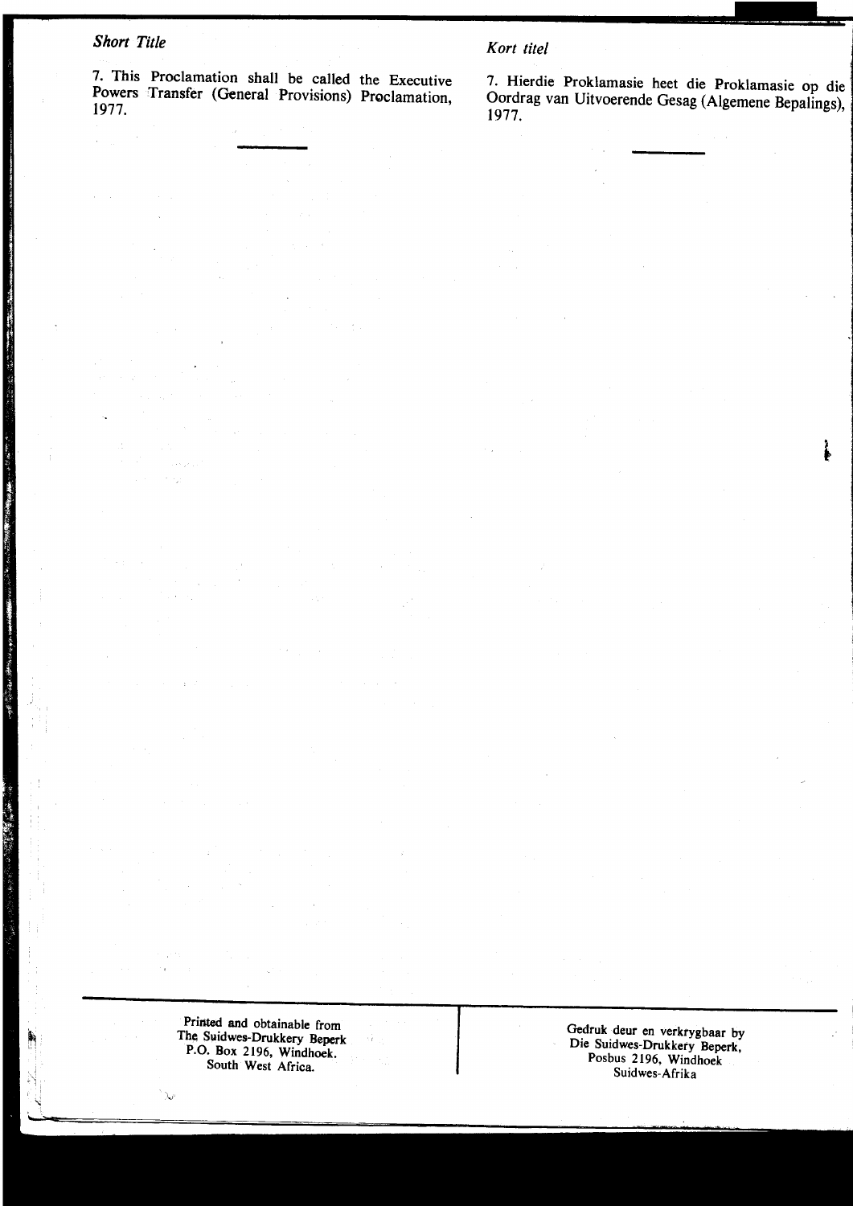*Short Title*

7. This Proclamation shall be called the Executive Powers Transfer (General Provisions) Proclamation, 1977.

---

*Kort titel*

7. Hierdie Proklamasie heet die Proklamasie op die Oordrag van Uitvoerende Gesag (Algemene Bepalings), 1977.

---

Printed and obtainable from
The Suidwes-Drukkery Beperk
P.O. Box 2196, Windhoek.
South West Africa.

Gedruk deur en verkrygbaar by
Die Suidwes-Drukkery Beperk,
Posbus 2196, Windhoek
Suidwes-Afrika